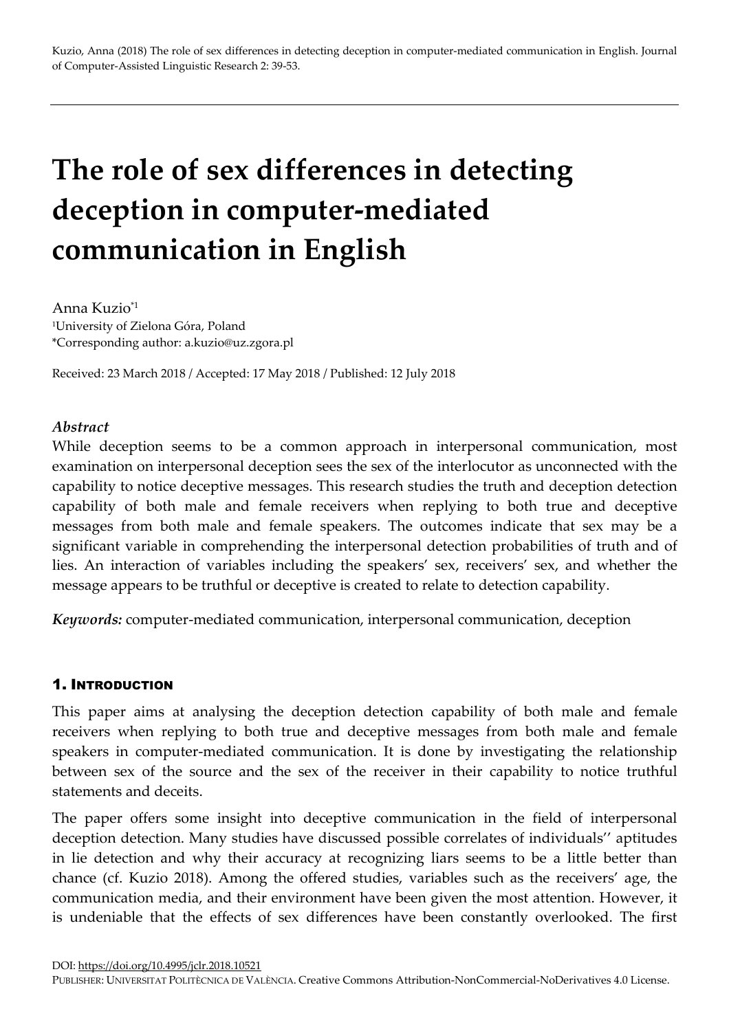# The role of sex differences in detecting deception in computer-mediated communication in English

Anna Kuzio*[1]

[1]University of Zielona Góra, Poland

*Corresponding author: a.kuzio@uz.zgora.pl

Received: 23 March 2018 / Accepted: 17 May 2018 / Published: 12 July 2018

### *Abstract*

While deception seems to be a common approach in interpersonal communication, most examination on interpersonal deception sees the sex of the interlocutor as unconnected with the capability to notice deceptive messages. This research studies the truth and deception detection capability of both male and female receivers when replying to both true and deceptive messages from both male and female speakers. The outcomes indicate that sex may be a significant variable in comprehending the interpersonal detection probabilities of truth and of lies. An interaction of variables including the speakers' sex, receivers' sex, and whether the message appears to be truthful or deceptive is created to relate to detection capability.

***Keywords:*** computer-mediated communication, interpersonal communication, deception

## 1. Introduction

This paper aims at analysing the deception detection capability of both male and female receivers when replying to both true and deceptive messages from both male and female speakers in computer-mediated communication. It is done by investigating the relationship between sex of the source and the sex of the receiver in their capability to notice truthful statements and deceits.

The paper offers some insight into deceptive communication in the field of interpersonal deception detection. Many studies have discussed possible correlates of individuals'' aptitudes in lie detection and why their accuracy at recognizing liars seems to be a little better than chance (cf. Kuzio 2018). Among the offered studies, variables such as the receivers' age, the communication media, and their environment have been given the most attention. However, it is undeniable that the effects of sex differences have been constantly overlooked. The first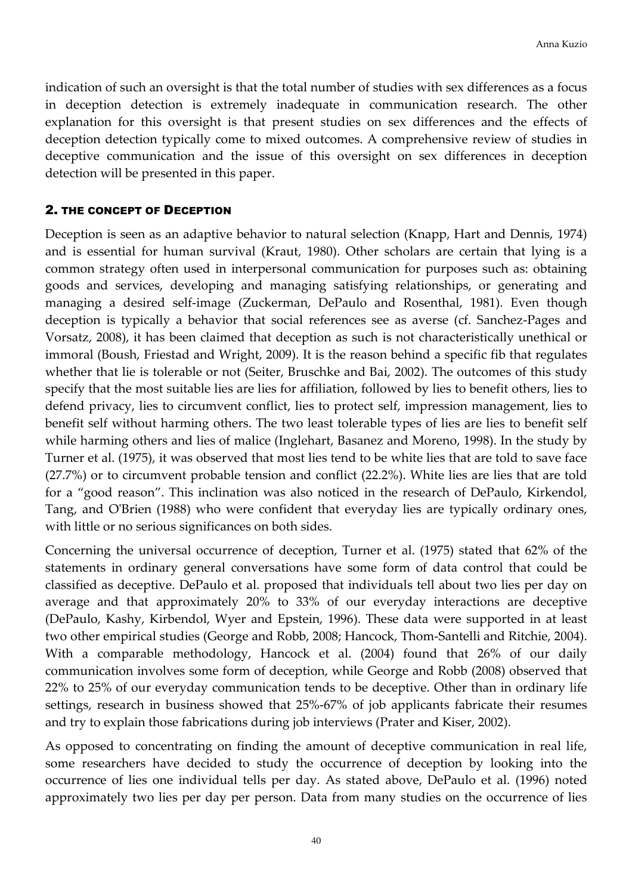indication of such an oversight is that the total number of studies with sex differences as a focus in deception detection is extremely inadequate in communication research. The other explanation for this oversight is that present studies on sex differences and the effects of deception detection typically come to mixed outcomes. A comprehensive review of studies in deceptive communication and the issue of this oversight on sex differences in deception detection will be presented in this paper.

## 2. THE CONCEPT OF DECEPTION

Deception is seen as an adaptive behavior to natural selection (Knapp, Hart and Dennis, 1974) and is essential for human survival (Kraut, 1980). Other scholars are certain that lying is a common strategy often used in interpersonal communication for purposes such as: obtaining goods and services, developing and managing satisfying relationships, or generating and managing a desired self-image (Zuckerman, DePaulo and Rosenthal, 1981). Even though deception is typically a behavior that social references see as averse (cf. Sanchez-Pages and Vorsatz, 2008), it has been claimed that deception as such is not characteristically unethical or immoral (Boush, Friestad and Wright, 2009). It is the reason behind a specific fib that regulates whether that lie is tolerable or not (Seiter, Bruschke and Bai, 2002). The outcomes of this study specify that the most suitable lies are lies for affiliation, followed by lies to benefit others, lies to defend privacy, lies to circumvent conflict, lies to protect self, impression management, lies to benefit self without harming others. The two least tolerable types of lies are lies to benefit self while harming others and lies of malice (Inglehart, Basanez and Moreno, 1998). In the study by Turner et al. (1975), it was observed that most lies tend to be white lies that are told to save face (27.7%) or to circumvent probable tension and conflict (22.2%). White lies are lies that are told for a "good reason". This inclination was also noticed in the research of DePaulo, Kirkendol, Tang, and O'Brien (1988) who were confident that everyday lies are typically ordinary ones, with little or no serious significances on both sides.

Concerning the universal occurrence of deception, Turner et al. (1975) stated that 62% of the statements in ordinary general conversations have some form of data control that could be classified as deceptive. DePaulo et al. proposed that individuals tell about two lies per day on average and that approximately 20% to 33% of our everyday interactions are deceptive (DePaulo, Kashy, Kirbendol, Wyer and Epstein, 1996). These data were supported in at least two other empirical studies (George and Robb, 2008; Hancock, Thom-Santelli and Ritchie, 2004). With a comparable methodology, Hancock et al. (2004) found that 26% of our daily communication involves some form of deception, while George and Robb (2008) observed that 22% to 25% of our everyday communication tends to be deceptive. Other than in ordinary life settings, research in business showed that 25%-67% of job applicants fabricate their resumes and try to explain those fabrications during job interviews (Prater and Kiser, 2002).

As opposed to concentrating on finding the amount of deceptive communication in real life, some researchers have decided to study the occurrence of deception by looking into the occurrence of lies one individual tells per day. As stated above, DePaulo et al. (1996) noted approximately two lies per day per person. Data from many studies on the occurrence of lies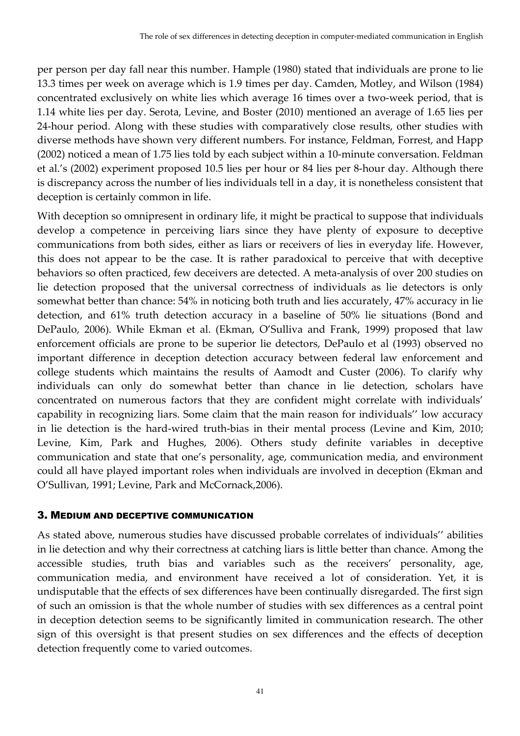per person per day fall near this number. Hample (1980) stated that individuals are prone to lie 13.3 times per week on average which is 1.9 times per day. Camden, Motley, and Wilson (1984) concentrated exclusively on white lies which average 16 times over a two-week period, that is 1.14 white lies per day. Serota, Levine, and Boster (2010) mentioned an average of 1.65 lies per 24-hour period. Along with these studies with comparatively close results, other studies with diverse methods have shown very different numbers. For instance, Feldman, Forrest, and Happ (2002) noticed a mean of 1.75 lies told by each subject within a 10-minute conversation. Feldman et al.'s (2002) experiment proposed 10.5 lies per hour or 84 lies per 8-hour day. Although there is discrepancy across the number of lies individuals tell in a day, it is nonetheless consistent that deception is certainly common in life.

With deception so omnipresent in ordinary life, it might be practical to suppose that individuals develop a competence in perceiving liars since they have plenty of exposure to deceptive communications from both sides, either as liars or receivers of lies in everyday life. However, this does not appear to be the case. It is rather paradoxical to perceive that with deceptive behaviors so often practiced, few deceivers are detected. A meta-analysis of over 200 studies on lie detection proposed that the universal correctness of individuals as lie detectors is only somewhat better than chance: 54% in noticing both truth and lies accurately, 47% accuracy in lie detection, and 61% truth detection accuracy in a baseline of 50% lie situations (Bond and DePaulo, 2006). While Ekman et al. (Ekman, O'Sulliva and Frank, 1999) proposed that law enforcement officials are prone to be superior lie detectors, DePaulo et al (1993) observed no important difference in deception detection accuracy between federal law enforcement and college students which maintains the results of Aamodt and Custer (2006). To clarify why individuals can only do somewhat better than chance in lie detection, scholars have concentrated on numerous factors that they are confident might correlate with individuals' capability in recognizing liars. Some claim that the main reason for individuals'' low accuracy in lie detection is the hard-wired truth-bias in their mental process (Levine and Kim, 2010; Levine, Kim, Park and Hughes, 2006). Others study definite variables in deceptive communication and state that one's personality, age, communication media, and environment could all have played important roles when individuals are involved in deception (Ekman and O'Sullivan, 1991; Levine, Park and McCornack,2006).

## 3. Medium and deceptive communication

As stated above, numerous studies have discussed probable correlates of individuals'' abilities in lie detection and why their correctness at catching liars is little better than chance. Among the accessible studies, truth bias and variables such as the receivers' personality, age, communication media, and environment have received a lot of consideration. Yet, it is undisputable that the effects of sex differences have been continually disregarded. The first sign of such an omission is that the whole number of studies with sex differences as a central point in deception detection seems to be significantly limited in communication research. The other sign of this oversight is that present studies on sex differences and the effects of deception detection frequently come to varied outcomes.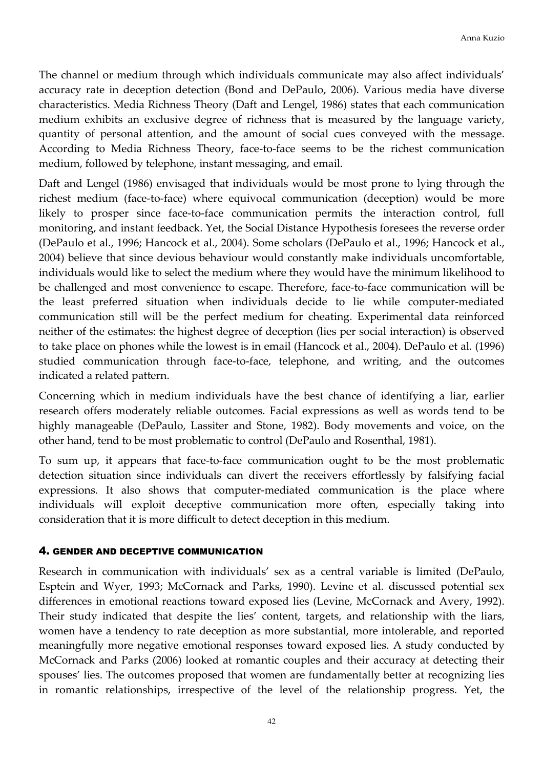The channel or medium through which individuals communicate may also affect individuals' accuracy rate in deception detection (Bond and DePaulo, 2006). Various media have diverse characteristics. Media Richness Theory (Daft and Lengel, 1986) states that each communication medium exhibits an exclusive degree of richness that is measured by the language variety, quantity of personal attention, and the amount of social cues conveyed with the message. According to Media Richness Theory, face-to-face seems to be the richest communication medium, followed by telephone, instant messaging, and email.

Daft and Lengel (1986) envisaged that individuals would be most prone to lying through the richest medium (face-to-face) where equivocal communication (deception) would be more likely to prosper since face-to-face communication permits the interaction control, full monitoring, and instant feedback. Yet, the Social Distance Hypothesis foresees the reverse order (DePaulo et al., 1996; Hancock et al., 2004). Some scholars (DePaulo et al., 1996; Hancock et al., 2004) believe that since devious behaviour would constantly make individuals uncomfortable, individuals would like to select the medium where they would have the minimum likelihood to be challenged and most convenience to escape. Therefore, face-to-face communication will be the least preferred situation when individuals decide to lie while computer-mediated communication still will be the perfect medium for cheating. Experimental data reinforced neither of the estimates: the highest degree of deception (lies per social interaction) is observed to take place on phones while the lowest is in email (Hancock et al., 2004). DePaulo et al. (1996) studied communication through face-to-face, telephone, and writing, and the outcomes indicated a related pattern.

Concerning which in medium individuals have the best chance of identifying a liar, earlier research offers moderately reliable outcomes. Facial expressions as well as words tend to be highly manageable (DePaulo, Lassiter and Stone, 1982). Body movements and voice, on the other hand, tend to be most problematic to control (DePaulo and Rosenthal, 1981).

To sum up, it appears that face-to-face communication ought to be the most problematic detection situation since individuals can divert the receivers effortlessly by falsifying facial expressions. It also shows that computer-mediated communication is the place where individuals will exploit deceptive communication more often, especially taking into consideration that it is more difficult to detect deception in this medium.

## 4. GENDER AND DECEPTIVE COMMUNICATION

Research in communication with individuals' sex as a central variable is limited (DePaulo, Esptein and Wyer, 1993; McCornack and Parks, 1990). Levine et al. discussed potential sex differences in emotional reactions toward exposed lies (Levine, McCornack and Avery, 1992). Their study indicated that despite the lies' content, targets, and relationship with the liars, women have a tendency to rate deception as more substantial, more intolerable, and reported meaningfully more negative emotional responses toward exposed lies. A study conducted by McCornack and Parks (2006) looked at romantic couples and their accuracy at detecting their spouses' lies. The outcomes proposed that women are fundamentally better at recognizing lies in romantic relationships, irrespective of the level of the relationship progress. Yet, the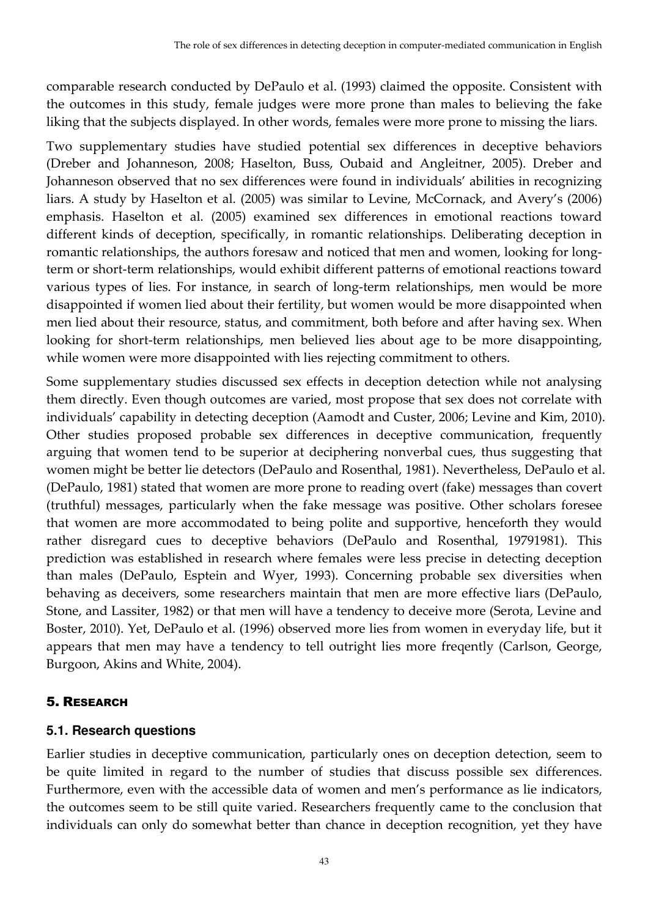comparable research conducted by DePaulo et al. (1993) claimed the opposite. Consistent with the outcomes in this study, female judges were more prone than males to believing the fake liking that the subjects displayed. In other words, females were more prone to missing the liars.

Two supplementary studies have studied potential sex differences in deceptive behaviors (Dreber and Johanneson, 2008; Haselton, Buss, Oubaid and Angleitner, 2005). Dreber and Johanneson observed that no sex differences were found in individuals' abilities in recognizing liars. A study by Haselton et al. (2005) was similar to Levine, McCornack, and Avery's (2006) emphasis. Haselton et al. (2005) examined sex differences in emotional reactions toward different kinds of deception, specifically, in romantic relationships. Deliberating deception in romantic relationships, the authors foresaw and noticed that men and women, looking for long-term or short-term relationships, would exhibit different patterns of emotional reactions toward various types of lies. For instance, in search of long-term relationships, men would be more disappointed if women lied about their fertility, but women would be more disappointed when men lied about their resource, status, and commitment, both before and after having sex. When looking for short-term relationships, men believed lies about age to be more disappointing, while women were more disappointed with lies rejecting commitment to others.

Some supplementary studies discussed sex effects in deception detection while not analysing them directly. Even though outcomes are varied, most propose that sex does not correlate with individuals' capability in detecting deception (Aamodt and Custer, 2006; Levine and Kim, 2010). Other studies proposed probable sex differences in deceptive communication, frequently arguing that women tend to be superior at deciphering nonverbal cues, thus suggesting that women might be better lie detectors (DePaulo and Rosenthal, 1981). Nevertheless, DePaulo et al. (DePaulo, 1981) stated that women are more prone to reading overt (fake) messages than covert (truthful) messages, particularly when the fake message was positive. Other scholars foresee that women are more accommodated to being polite and supportive, henceforth they would rather disregard cues to deceptive behaviors (DePaulo and Rosenthal, 19791981). This prediction was established in research where females were less precise in detecting deception than males (DePaulo, Esptein and Wyer, 1993). Concerning probable sex diversities when behaving as deceivers, some researchers maintain that men are more effective liars (DePaulo, Stone, and Lassiter, 1982) or that men will have a tendency to deceive more (Serota, Levine and Boster, 2010). Yet, DePaulo et al. (1996) observed more lies from women in everyday life, but it appears that men may have a tendency to tell outright lies more freqently (Carlson, George, Burgoon, Akins and White, 2004).

## 5. Research

### 5.1. Research questions

Earlier studies in deceptive communication, particularly ones on deception detection, seem to be quite limited in regard to the number of studies that discuss possible sex differences. Furthermore, even with the accessible data of women and men's performance as lie indicators, the outcomes seem to be still quite varied. Researchers frequently came to the conclusion that individuals can only do somewhat better than chance in deception recognition, yet they have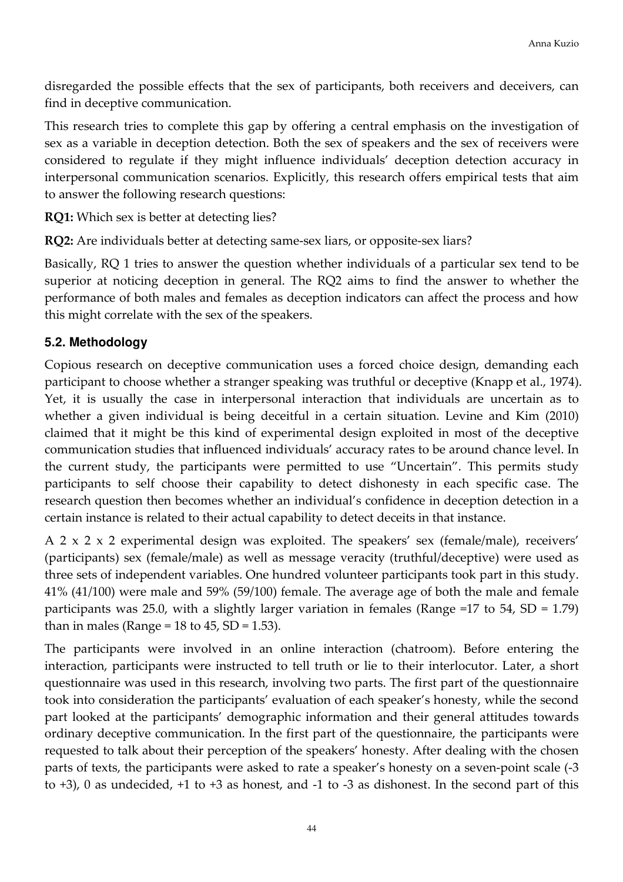disregarded the possible effects that the sex of participants, both receivers and deceivers, can find in deceptive communication.

This research tries to complete this gap by offering a central emphasis on the investigation of sex as a variable in deception detection. Both the sex of speakers and the sex of receivers were considered to regulate if they might influence individuals' deception detection accuracy in interpersonal communication scenarios. Explicitly, this research offers empirical tests that aim to answer the following research questions:

**RQ1:** Which sex is better at detecting lies?

**RQ2:** Are individuals better at detecting same-sex liars, or opposite-sex liars?

Basically, RQ 1 tries to answer the question whether individuals of a particular sex tend to be superior at noticing deception in general. The RQ2 aims to find the answer to whether the performance of both males and females as deception indicators can affect the process and how this might correlate with the sex of the speakers.

### 5.2. Methodology

Copious research on deceptive communication uses a forced choice design, demanding each participant to choose whether a stranger speaking was truthful or deceptive (Knapp et al., 1974). Yet, it is usually the case in interpersonal interaction that individuals are uncertain as to whether a given individual is being deceitful in a certain situation. Levine and Kim (2010) claimed that it might be this kind of experimental design exploited in most of the deceptive communication studies that influenced individuals' accuracy rates to be around chance level. In the current study, the participants were permitted to use "Uncertain". This permits study participants to self choose their capability to detect dishonesty in each specific case. The research question then becomes whether an individual's confidence in deception detection in a certain instance is related to their actual capability to detect deceits in that instance.

A 2 x 2 x 2 experimental design was exploited. The speakers' sex (female/male), receivers' (participants) sex (female/male) as well as message veracity (truthful/deceptive) were used as three sets of independent variables. One hundred volunteer participants took part in this study. 41% (41/100) were male and 59% (59/100) female. The average age of both the male and female participants was 25.0, with a slightly larger variation in females (Range =17 to 54, SD = 1.79) than in males (Range = 18 to 45, SD = 1.53).

The participants were involved in an online interaction (chatroom). Before entering the interaction, participants were instructed to tell truth or lie to their interlocutor. Later, a short questionnaire was used in this research, involving two parts. The first part of the questionnaire took into consideration the participants' evaluation of each speaker's honesty, while the second part looked at the participants' demographic information and their general attitudes towards ordinary deceptive communication. In the first part of the questionnaire, the participants were requested to talk about their perception of the speakers' honesty. After dealing with the chosen parts of texts, the participants were asked to rate a speaker's honesty on a seven-point scale (-3 to +3), 0 as undecided, +1 to +3 as honest, and -1 to -3 as dishonest. In the second part of this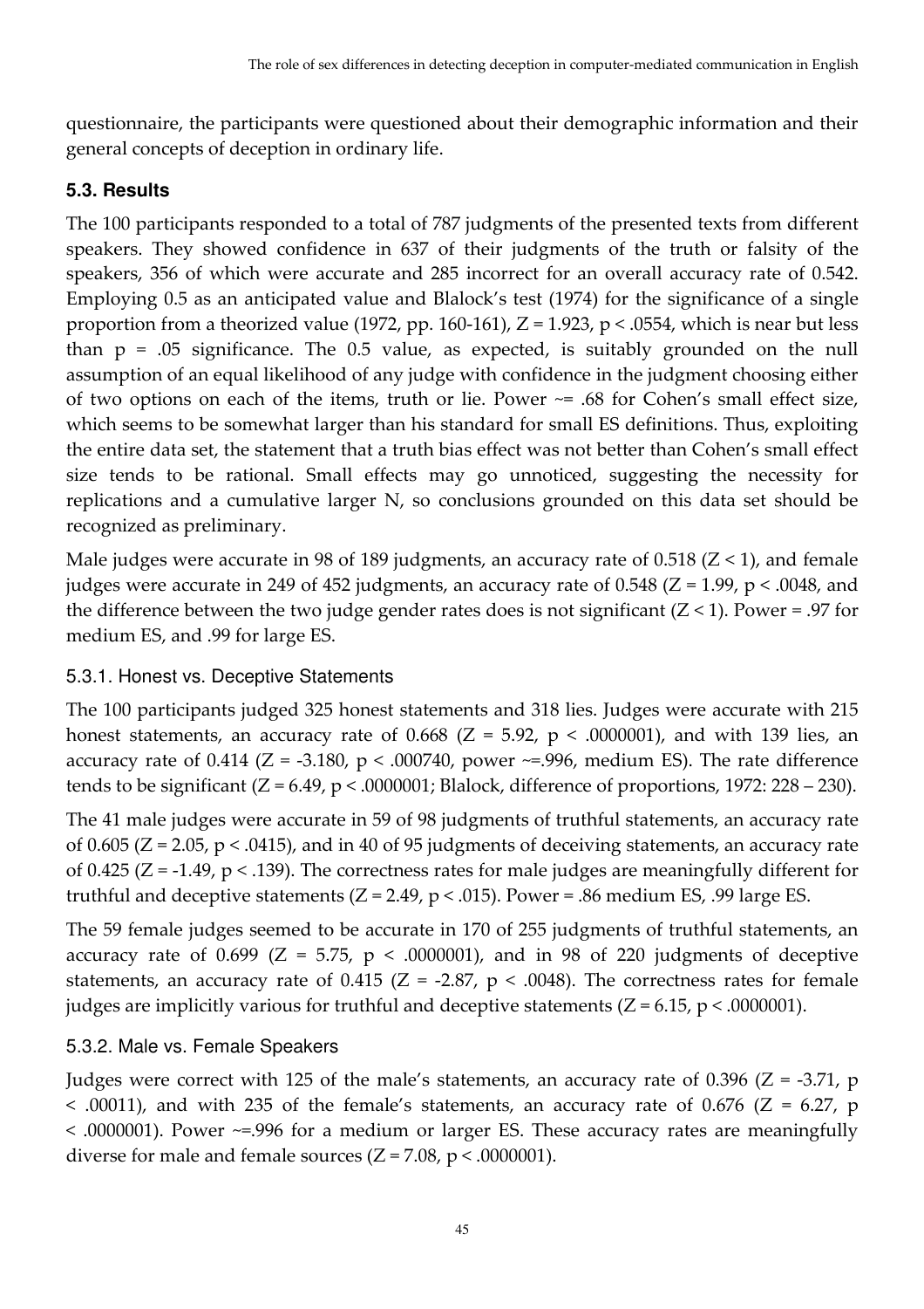questionnaire, the participants were questioned about their demographic information and their general concepts of deception in ordinary life.

### 5.3. Results

The 100 participants responded to a total of 787 judgments of the presented texts from different speakers. They showed confidence in 637 of their judgments of the truth or falsity of the speakers, 356 of which were accurate and 285 incorrect for an overall accuracy rate of 0.542. Employing 0.5 as an anticipated value and Blalock's test (1974) for the significance of a single proportion from a theorized value (1972, pp. 160-161), $Z = 1.923$, $p < .0554$, which is near but less than $p = .05$ significance. The 0.5 value, as expected, is suitably grounded on the null assumption of an equal likelihood of any judge with confidence in the judgment choosing either of two options on each of the items, truth or lie. Power ~= .68 for Cohen's small effect size, which seems to be somewhat larger than his standard for small ES definitions. Thus, exploiting the entire data set, the statement that a truth bias effect was not better than Cohen's small effect size tends to be rational. Small effects may go unnoticed, suggesting the necessity for replications and a cumulative larger N, so conclusions grounded on this data set should be recognized as preliminary.

Male judges were accurate in 98 of 189 judgments, an accuracy rate of 0.518 ($Z < 1$), and female judges were accurate in 249 of 452 judgments, an accuracy rate of 0.548 ($Z = 1.99$, $p < .0048$, and the difference between the two judge gender rates does is not significant ($Z < 1$). Power = .97 for medium ES, and .99 for large ES.

#### 5.3.1. Honest vs. Deceptive Statements

The 100 participants judged 325 honest statements and 318 lies. Judges were accurate with 215 honest statements, an accuracy rate of 0.668 ($Z = 5.92$, $p < .0000001$), and with 139 lies, an accuracy rate of 0.414 ($Z = -3.180$, $p < .000740$, power ~=.996, medium ES). The rate difference tends to be significant ($Z = 6.49$, $p < .0000001$; Blalock, difference of proportions, 1972: 228 – 230).

The 41 male judges were accurate in 59 of 98 judgments of truthful statements, an accuracy rate of 0.605 ($Z = 2.05$, $p < .0415$), and in 40 of 95 judgments of deceiving statements, an accuracy rate of 0.425 ($Z = -1.49$, $p < .139$). The correctness rates for male judges are meaningfully different for truthful and deceptive statements ($Z = 2.49$, $p < .015$). Power = .86 medium ES, .99 large ES.

The 59 female judges seemed to be accurate in 170 of 255 judgments of truthful statements, an accuracy rate of 0.699 ($Z = 5.75$, $p < .0000001$), and in 98 of 220 judgments of deceptive statements, an accuracy rate of 0.415 ($Z = -2.87$, $p < .0048$). The correctness rates for female judges are implicitly various for truthful and deceptive statements ($Z = 6.15$, $p < .0000001$).

#### 5.3.2. Male vs. Female Speakers

Judges were correct with 125 of the male's statements, an accuracy rate of 0.396 ($Z = -3.71$, $p < .00011$), and with 235 of the female's statements, an accuracy rate of 0.676 ($Z = 6.27$, $p < .0000001$). Power ~=.996 for a medium or larger ES. These accuracy rates are meaningfully diverse for male and female sources ($Z = 7.08$, $p < .0000001$).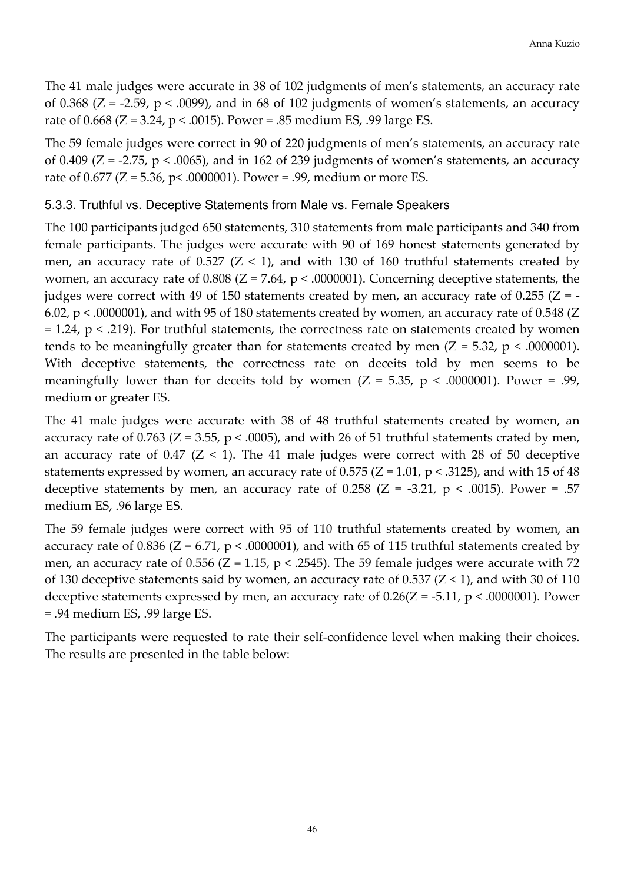The 41 male judges were accurate in 38 of 102 judgments of men's statements, an accuracy rate of 0.368 ($Z = -2.59$, $p < .0099$), and in 68 of 102 judgments of women's statements, an accuracy rate of 0.668 ($Z = 3.24$, $p < .0015$). Power = .85 medium ES, .99 large ES.

The 59 female judges were correct in 90 of 220 judgments of men's statements, an accuracy rate of 0.409 ($Z = -2.75$, $p < .0065$), and in 162 of 239 judgments of women's statements, an accuracy rate of 0.677 ($Z = 5.36$, $p < .0000001$). Power = .99, medium or more ES.

### 5.3.3. Truthful vs. Deceptive Statements from Male vs. Female Speakers

The 100 participants judged 650 statements, 310 statements from male participants and 340 from female participants. The judges were accurate with 90 of 169 honest statements generated by men, an accuracy rate of 0.527 ($Z < 1$), and with 130 of 160 truthful statements created by women, an accuracy rate of 0.808 ($Z = 7.64$, $p < .0000001$). Concerning deceptive statements, the judges were correct with 49 of 150 statements created by men, an accuracy rate of 0.255 ($Z = -6.02$, $p < .0000001$), and with 95 of 180 statements created by women, an accuracy rate of 0.548 ($Z = 1.24$, $p < .219$). For truthful statements, the correctness rate on statements created by women tends to be meaningfully greater than for statements created by men ($Z = 5.32$, $p < .0000001$). With deceptive statements, the correctness rate on deceits told by men seems to be meaningfully lower than for deceits told by women ($Z = 5.35$, $p < .0000001$). Power = .99, medium or greater ES.

The 41 male judges were accurate with 38 of 48 truthful statements created by women, an accuracy rate of 0.763 ($Z = 3.55$, $p < .0005$), and with 26 of 51 truthful statements crated by men, an accuracy rate of 0.47 ($Z < 1$). The 41 male judges were correct with 28 of 50 deceptive statements expressed by women, an accuracy rate of 0.575 ($Z = 1.01$, $p < .3125$), and with 15 of 48 deceptive statements by men, an accuracy rate of 0.258 ($Z = -3.21$, $p < .0015$). Power = .57 medium ES, .96 large ES.

The 59 female judges were correct with 95 of 110 truthful statements created by women, an accuracy rate of 0.836 ($Z = 6.71$, $p < .0000001$), and with 65 of 115 truthful statements created by men, an accuracy rate of 0.556 ($Z = 1.15$, $p < .2545$). The 59 female judges were accurate with 72 of 130 deceptive statements said by women, an accuracy rate of 0.537 ($Z < 1$), and with 30 of 110 deceptive statements expressed by men, an accuracy rate of 0.26($Z = -5.11$, $p < .0000001$). Power = .94 medium ES, .99 large ES.

The participants were requested to rate their self-confidence level when making their choices. The results are presented in the table below: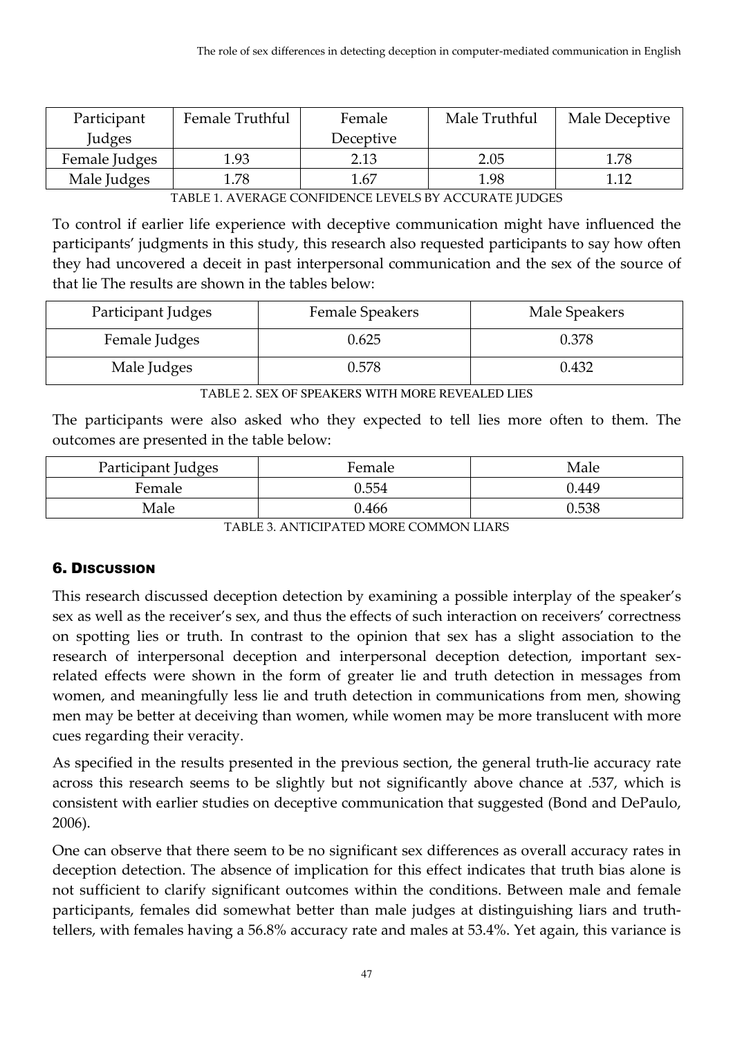| Participant Judges | Female Truthful | Female Deceptive | Male Truthful | Male Deceptive |
|---|---|---|---|---|
| Female Judges | 1.93 | 2.13 | 2.05 | 1.78 |
| Male Judges | 1.78 | 1.67 | 1.98 | 1.12 |

TABLE 1. AVERAGE CONFIDENCE LEVELS BY ACCURATE JUDGES

To control if earlier life experience with deceptive communication might have influenced the participants' judgments in this study, this research also requested participants to say how often they had uncovered a deceit in past interpersonal communication and the sex of the source of that lie The results are shown in the tables below:

| Participant Judges | Female Speakers | Male Speakers |
|---|---|---|
| Female Judges | 0.625 | 0.378 |
| Male Judges | 0.578 | 0.432 |

TABLE 2. SEX OF SPEAKERS WITH MORE REVEALED LIES

The participants were also asked who they expected to tell lies more often to them. The outcomes are presented in the table below:

| Participant Judges | Female | Male |
|---|---|---|
| Female | 0.554 | 0.449 |
| Male | 0.466 | 0.538 |

TABLE 3. ANTICIPATED MORE COMMON LIARS

## 6. Discussion

This research discussed deception detection by examining a possible interplay of the speaker's sex as well as the receiver's sex, and thus the effects of such interaction on receivers' correctness on spotting lies or truth. In contrast to the opinion that sex has a slight association to the research of interpersonal deception and interpersonal deception detection, important sex-related effects were shown in the form of greater lie and truth detection in messages from women, and meaningfully less lie and truth detection in communications from men, showing men may be better at deceiving than women, while women may be more translucent with more cues regarding their veracity.

As specified in the results presented in the previous section, the general truth-lie accuracy rate across this research seems to be slightly but not significantly above chance at .537, which is consistent with earlier studies on deceptive communication that suggested (Bond and DePaulo, 2006).

One can observe that there seem to be no significant sex differences as overall accuracy rates in deception detection. The absence of implication for this effect indicates that truth bias alone is not sufficient to clarify significant outcomes within the conditions. Between male and female participants, females did somewhat better than male judges at distinguishing liars and truth-tellers, with females having a 56.8% accuracy rate and males at 53.4%. Yet again, this variance is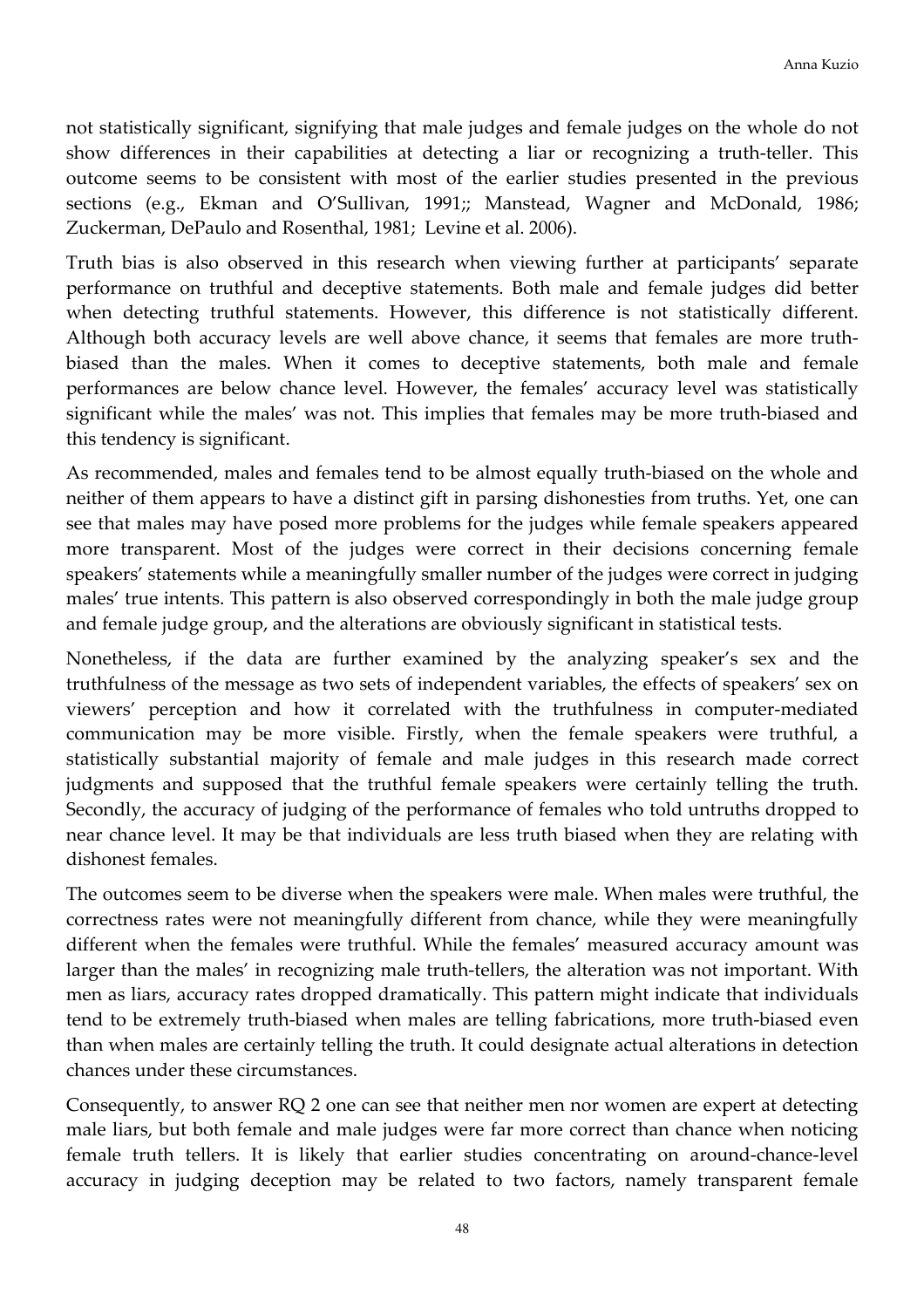not statistically significant, signifying that male judges and female judges on the whole do not show differences in their capabilities at detecting a liar or recognizing a truth-teller. This outcome seems to be consistent with most of the earlier studies presented in the previous sections (e.g., Ekman and O'Sullivan, 1991;; Manstead, Wagner and McDonald, 1986; Zuckerman, DePaulo and Rosenthal, 1981; Levine et al. 2006).

Truth bias is also observed in this research when viewing further at participants' separate performance on truthful and deceptive statements. Both male and female judges did better when detecting truthful statements. However, this difference is not statistically different. Although both accuracy levels are well above chance, it seems that females are more truth-biased than the males. When it comes to deceptive statements, both male and female performances are below chance level. However, the females' accuracy level was statistically significant while the males' was not. This implies that females may be more truth-biased and this tendency is significant.

As recommended, males and females tend to be almost equally truth-biased on the whole and neither of them appears to have a distinct gift in parsing dishonesties from truths. Yet, one can see that males may have posed more problems for the judges while female speakers appeared more transparent. Most of the judges were correct in their decisions concerning female speakers' statements while a meaningfully smaller number of the judges were correct in judging males' true intents. This pattern is also observed correspondingly in both the male judge group and female judge group, and the alterations are obviously significant in statistical tests.

Nonetheless, if the data are further examined by the analyzing speaker's sex and the truthfulness of the message as two sets of independent variables, the effects of speakers' sex on viewers' perception and how it correlated with the truthfulness in computer-mediated communication may be more visible. Firstly, when the female speakers were truthful, a statistically substantial majority of female and male judges in this research made correct judgments and supposed that the truthful female speakers were certainly telling the truth. Secondly, the accuracy of judging of the performance of females who told untruths dropped to near chance level. It may be that individuals are less truth biased when they are relating with dishonest females.

The outcomes seem to be diverse when the speakers were male. When males were truthful, the correctness rates were not meaningfully different from chance, while they were meaningfully different when the females were truthful. While the females' measured accuracy amount was larger than the males' in recognizing male truth-tellers, the alteration was not important. With men as liars, accuracy rates dropped dramatically. This pattern might indicate that individuals tend to be extremely truth-biased when males are telling fabrications, more truth-biased even than when males are certainly telling the truth. It could designate actual alterations in detection chances under these circumstances.

Consequently, to answer RQ 2 one can see that neither men nor women are expert at detecting male liars, but both female and male judges were far more correct than chance when noticing female truth tellers. It is likely that earlier studies concentrating on around-chance-level accuracy in judging deception may be related to two factors, namely transparent female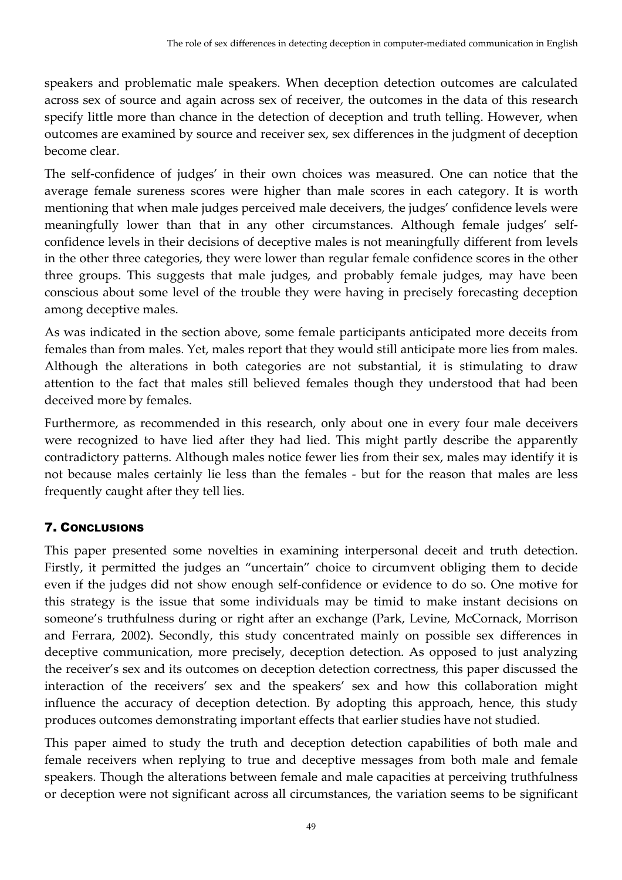speakers and problematic male speakers. When deception detection outcomes are calculated across sex of source and again across sex of receiver, the outcomes in the data of this research specify little more than chance in the detection of deception and truth telling. However, when outcomes are examined by source and receiver sex, sex differences in the judgment of deception become clear.

The self-confidence of judges' in their own choices was measured. One can notice that the average female sureness scores were higher than male scores in each category. It is worth mentioning that when male judges perceived male deceivers, the judges' confidence levels were meaningfully lower than that in any other circumstances. Although female judges' self-confidence levels in their decisions of deceptive males is not meaningfully different from levels in the other three categories, they were lower than regular female confidence scores in the other three groups. This suggests that male judges, and probably female judges, may have been conscious about some level of the trouble they were having in precisely forecasting deception among deceptive males.

As was indicated in the section above, some female participants anticipated more deceits from females than from males. Yet, males report that they would still anticipate more lies from males. Although the alterations in both categories are not substantial, it is stimulating to draw attention to the fact that males still believed females though they understood that had been deceived more by females.

Furthermore, as recommended in this research, only about one in every four male deceivers were recognized to have lied after they had lied. This might partly describe the apparently contradictory patterns. Although males notice fewer lies from their sex, males may identify it is not because males certainly lie less than the females - but for the reason that males are less frequently caught after they tell lies.

## 7. Conclusions

This paper presented some novelties in examining interpersonal deceit and truth detection. Firstly, it permitted the judges an "uncertain" choice to circumvent obliging them to decide even if the judges did not show enough self-confidence or evidence to do so. One motive for this strategy is the issue that some individuals may be timid to make instant decisions on someone's truthfulness during or right after an exchange (Park, Levine, McCornack, Morrison and Ferrara, 2002). Secondly, this study concentrated mainly on possible sex differences in deceptive communication, more precisely, deception detection. As opposed to just analyzing the receiver's sex and its outcomes on deception detection correctness, this paper discussed the interaction of the receivers' sex and the speakers' sex and how this collaboration might influence the accuracy of deception detection. By adopting this approach, hence, this study produces outcomes demonstrating important effects that earlier studies have not studied.

This paper aimed to study the truth and deception detection capabilities of both male and female receivers when replying to true and deceptive messages from both male and female speakers. Though the alterations between female and male capacities at perceiving truthfulness or deception were not significant across all circumstances, the variation seems to be significant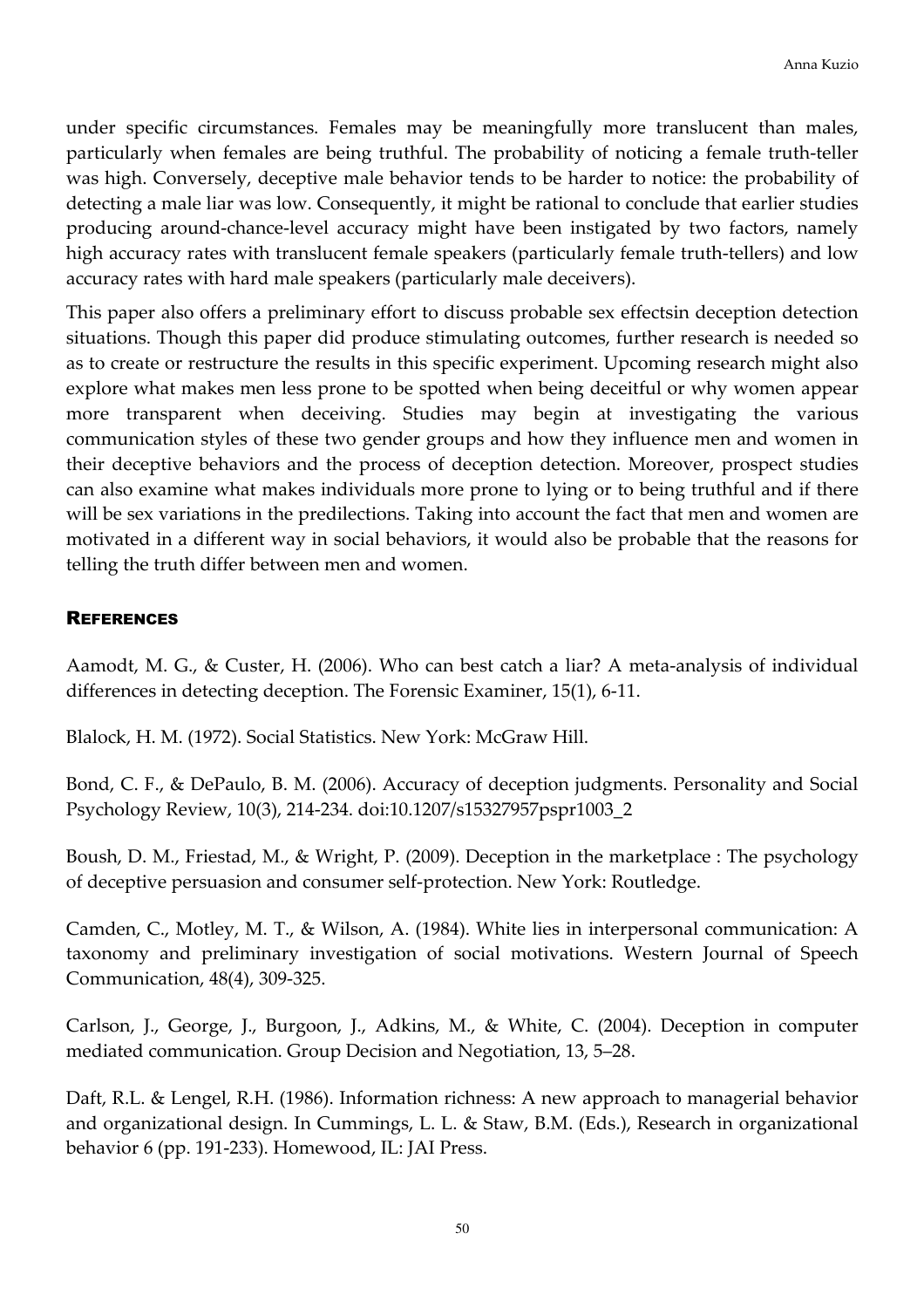under specific circumstances. Females may be meaningfully more translucent than males, particularly when females are being truthful. The probability of noticing a female truth-teller was high. Conversely, deceptive male behavior tends to be harder to notice: the probability of detecting a male liar was low. Consequently, it might be rational to conclude that earlier studies producing around-chance-level accuracy might have been instigated by two factors, namely high accuracy rates with translucent female speakers (particularly female truth-tellers) and low accuracy rates with hard male speakers (particularly male deceivers).

This paper also offers a preliminary effort to discuss probable sex effectsin deception detection situations. Though this paper did produce stimulating outcomes, further research is needed so as to create or restructure the results in this specific experiment. Upcoming research might also explore what makes men less prone to be spotted when being deceitful or why women appear more transparent when deceiving. Studies may begin at investigating the various communication styles of these two gender groups and how they influence men and women in their deceptive behaviors and the process of deception detection. Moreover, prospect studies can also examine what makes individuals more prone to lying or to being truthful and if there will be sex variations in the predilections. Taking into account the fact that men and women are motivated in a different way in social behaviors, it would also be probable that the reasons for telling the truth differ between men and women.

## References

Aamodt, M. G., & Custer, H. (2006). Who can best catch a liar? A meta-analysis of individual differences in detecting deception. The Forensic Examiner, 15(1), 6-11.

Blalock, H. M. (1972). Social Statistics. New York: McGraw Hill.

Bond, C. F., & DePaulo, B. M. (2006). Accuracy of deception judgments. Personality and Social Psychology Review, 10(3), 214-234. doi:10.1207/s15327957pspr1003_2

Boush, D. M., Friestad, M., & Wright, P. (2009). Deception in the marketplace : The psychology of deceptive persuasion and consumer self-protection. New York: Routledge.

Camden, C., Motley, M. T., & Wilson, A. (1984). White lies in interpersonal communication: A taxonomy and preliminary investigation of social motivations. Western Journal of Speech Communication, 48(4), 309-325.

Carlson, J., George, J., Burgoon, J., Adkins, M., & White, C. (2004). Deception in computer mediated communication. Group Decision and Negotiation, 13, 5–28.

Daft, R.L. & Lengel, R.H. (1986). Information richness: A new approach to managerial behavior and organizational design. In Cummings, L. L. & Staw, B.M. (Eds.), Research in organizational behavior 6 (pp. 191-233). Homewood, IL: JAI Press.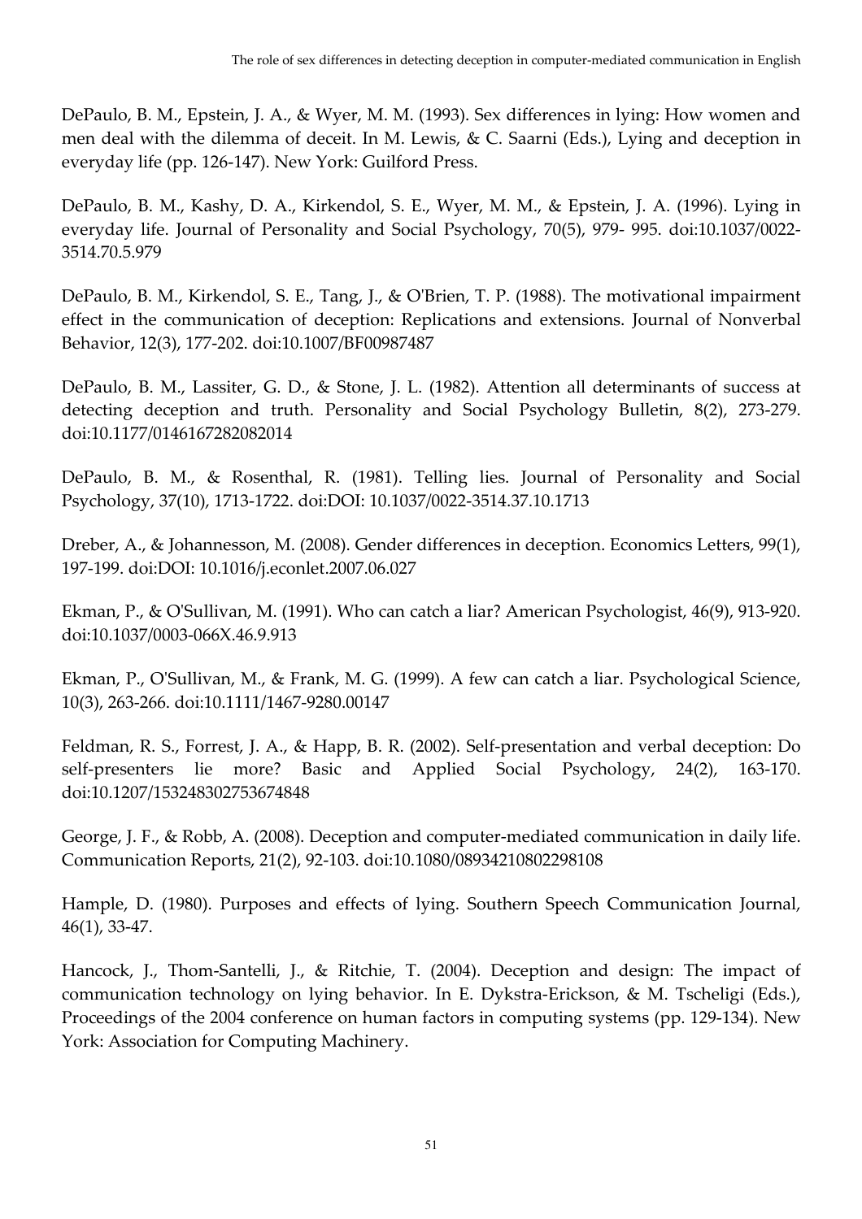DePaulo, B. M., Epstein, J. A., & Wyer, M. M. (1993). Sex differences in lying: How women and men deal with the dilemma of deceit. In M. Lewis, & C. Saarni (Eds.), Lying and deception in everyday life (pp. 126-147). New York: Guilford Press.

DePaulo, B. M., Kashy, D. A., Kirkendol, S. E., Wyer, M. M., & Epstein, J. A. (1996). Lying in everyday life. Journal of Personality and Social Psychology, 70(5), 979- 995. doi:10.1037/0022-3514.70.5.979

DePaulo, B. M., Kirkendol, S. E., Tang, J., & O'Brien, T. P. (1988). The motivational impairment effect in the communication of deception: Replications and extensions. Journal of Nonverbal Behavior, 12(3), 177-202. doi:10.1007/BF00987487

DePaulo, B. M., Lassiter, G. D., & Stone, J. L. (1982). Attention all determinants of success at detecting deception and truth. Personality and Social Psychology Bulletin, 8(2), 273-279. doi:10.1177/0146167282082014

DePaulo, B. M., & Rosenthal, R. (1981). Telling lies. Journal of Personality and Social Psychology, 37(10), 1713-1722. doi:DOI: 10.1037/0022-3514.37.10.1713

Dreber, A., & Johannesson, M. (2008). Gender differences in deception. Economics Letters, 99(1), 197-199. doi:DOI: 10.1016/j.econlet.2007.06.027

Ekman, P., & O'Sullivan, M. (1991). Who can catch a liar? American Psychologist, 46(9), 913-920. doi:10.1037/0003-066X.46.9.913

Ekman, P., O'Sullivan, M., & Frank, M. G. (1999). A few can catch a liar. Psychological Science, 10(3), 263-266. doi:10.1111/1467-9280.00147

Feldman, R. S., Forrest, J. A., & Happ, B. R. (2002). Self-presentation and verbal deception: Do self-presenters lie more? Basic and Applied Social Psychology, 24(2), 163-170. doi:10.1207/153248302753674848

George, J. F., & Robb, A. (2008). Deception and computer-mediated communication in daily life. Communication Reports, 21(2), 92-103. doi:10.1080/08934210802298108

Hample, D. (1980). Purposes and effects of lying. Southern Speech Communication Journal, 46(1), 33-47.

Hancock, J., Thom-Santelli, J., & Ritchie, T. (2004). Deception and design: The impact of communication technology on lying behavior. In E. Dykstra-Erickson, & M. Tscheligi (Eds.), Proceedings of the 2004 conference on human factors in computing systems (pp. 129-134). New York: Association for Computing Machinery.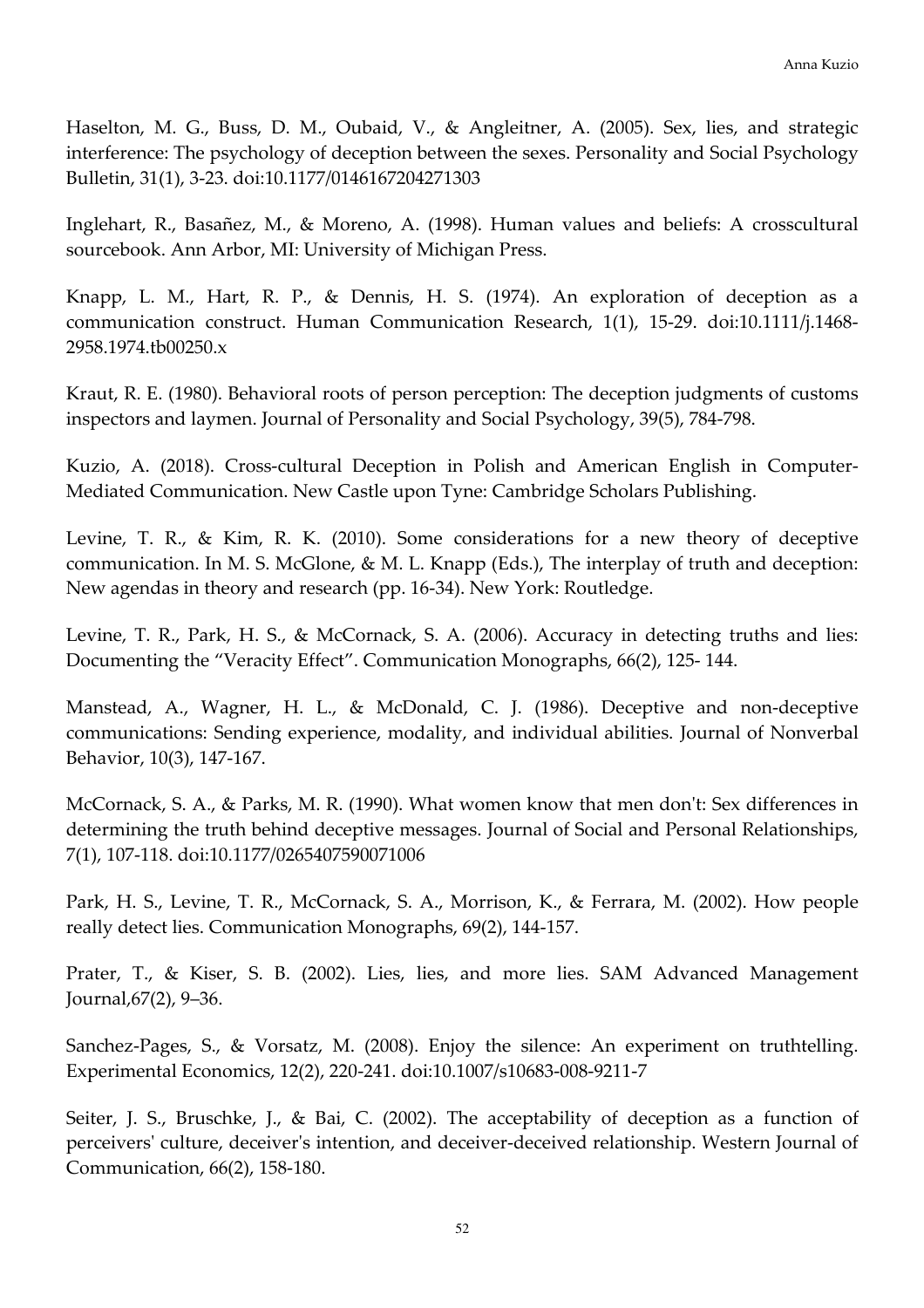Haselton, M. G., Buss, D. M., Oubaid, V., & Angleitner, A. (2005). Sex, lies, and strategic interference: The psychology of deception between the sexes. Personality and Social Psychology Bulletin, 31(1), 3-23. doi:10.1177/0146167204271303

Inglehart, R., Basañez, M., & Moreno, A. (1998). Human values and beliefs: A crosscultural sourcebook. Ann Arbor, MI: University of Michigan Press.

Knapp, L. M., Hart, R. P., & Dennis, H. S. (1974). An exploration of deception as a communication construct. Human Communication Research, 1(1), 15-29. doi:10.1111/j.1468-2958.1974.tb00250.x

Kraut, R. E. (1980). Behavioral roots of person perception: The deception judgments of customs inspectors and laymen. Journal of Personality and Social Psychology, 39(5), 784-798.

Kuzio, A. (2018). Cross-cultural Deception in Polish and American English in Computer-Mediated Communication. New Castle upon Tyne: Cambridge Scholars Publishing.

Levine, T. R., & Kim, R. K. (2010). Some considerations for a new theory of deceptive communication. In M. S. McGlone, & M. L. Knapp (Eds.), The interplay of truth and deception: New agendas in theory and research (pp. 16-34). New York: Routledge.

Levine, T. R., Park, H. S., & McCornack, S. A. (2006). Accuracy in detecting truths and lies: Documenting the "Veracity Effect". Communication Monographs, 66(2), 125- 144.

Manstead, A., Wagner, H. L., & McDonald, C. J. (1986). Deceptive and non-deceptive communications: Sending experience, modality, and individual abilities. Journal of Nonverbal Behavior, 10(3), 147-167.

McCornack, S. A., & Parks, M. R. (1990). What women know that men don't: Sex differences in determining the truth behind deceptive messages. Journal of Social and Personal Relationships, 7(1), 107-118. doi:10.1177/0265407590071006

Park, H. S., Levine, T. R., McCornack, S. A., Morrison, K., & Ferrara, M. (2002). How people really detect lies. Communication Monographs, 69(2), 144-157.

Prater, T., & Kiser, S. B. (2002). Lies, lies, and more lies. SAM Advanced Management Journal,67(2), 9–36.

Sanchez-Pages, S., & Vorsatz, M. (2008). Enjoy the silence: An experiment on truthtelling. Experimental Economics, 12(2), 220-241. doi:10.1007/s10683-008-9211-7

Seiter, J. S., Bruschke, J., & Bai, C. (2002). The acceptability of deception as a function of perceivers' culture, deceiver's intention, and deceiver-deceived relationship. Western Journal of Communication, 66(2), 158-180.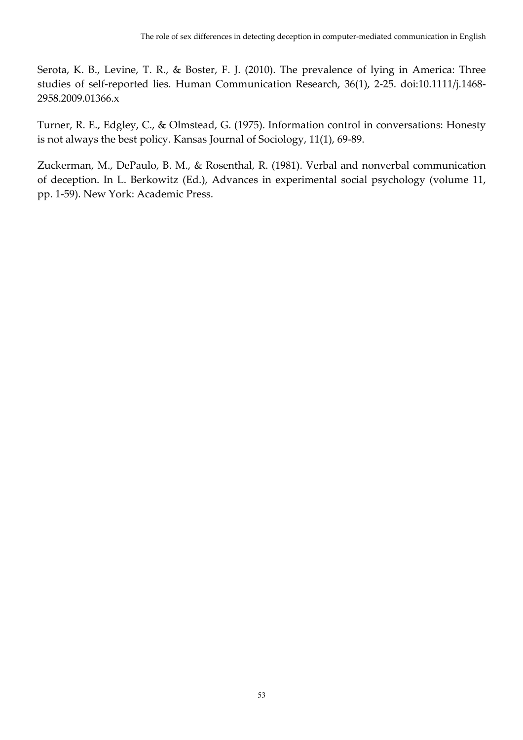Serota, K. B., Levine, T. R., & Boster, F. J. (2010). The prevalence of lying in America: Three studies of self-reported lies. Human Communication Research, 36(1), 2-25. doi:10.1111/j.1468-2958.2009.01366.x

Turner, R. E., Edgley, C., & Olmstead, G. (1975). Information control in conversations: Honesty is not always the best policy. Kansas Journal of Sociology, 11(1), 69-89.

Zuckerman, M., DePaulo, B. M., & Rosenthal, R. (1981). Verbal and nonverbal communication of deception. In L. Berkowitz (Ed.), Advances in experimental social psychology (volume 11, pp. 1-59). New York: Academic Press.